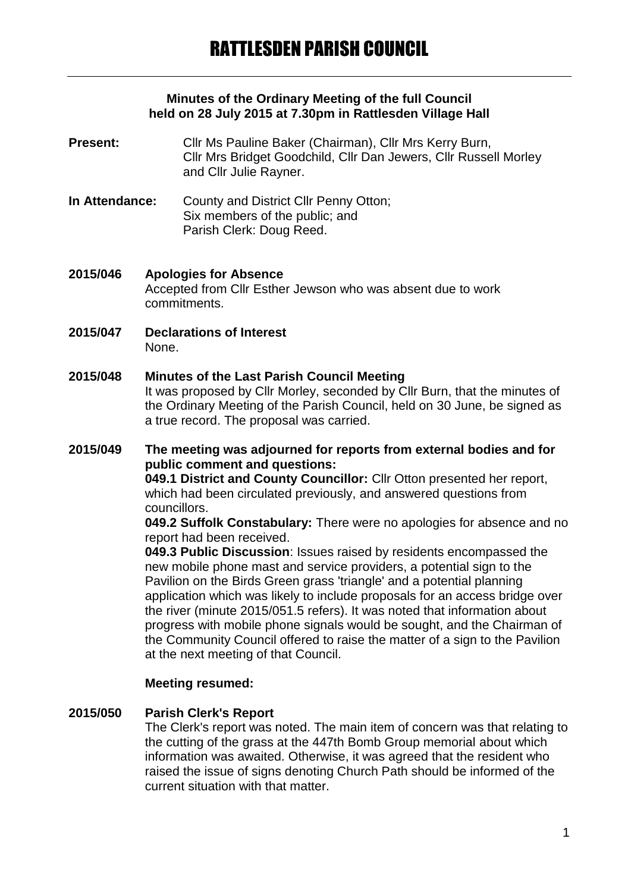# RATTLESDEN PARISH COUNCIL

**Minutes of the Ordinary Meeting of the full Council held on 28 July 2015 at 7.30pm in Rattlesden Village Hall**

**Present:** Cllr Ms Pauline Baker (Chairman), Cllr Mrs Kerry Burn, Cllr Mrs Bridget Goodchild, Cllr Dan Jewers, Cllr Russell Morley and Cllr Julie Rayner.

**In Attendance:** County and District Cllr Penny Otton; Six members of the public; and Parish Clerk: Doug Reed.

**2015/046 Apologies for Absence**

Accepted from Cllr Esther Jewson who was absent due to work commitments.

**2015/047 Declarations of Interest**

None.

**2015/048 Minutes of the Last Parish Council Meeting**

It was proposed by Cllr Morley, seconded by Cllr Burn, that the minutes of the Ordinary Meeting of the Parish Council, held on 30 June, be signed as a true record. The proposal was carried.

**2015/049 The meeting was adjourned for reports from external bodies and for public comment and questions:**

**049.1 District and County Councillor:** Cllr Otton presented her report, which had been circulated previously, and answered questions from councillors.

**049.2 Suffolk Constabulary:** There were no apologies for absence and no report had been received.

**049.3 Public Discussion**: Issues raised by residents encompassed the new mobile phone mast and service providers, a potential sign to the Pavilion on the Birds Green grass 'triangle' and a potential planning application which was likely to include proposals for an access bridge over the river (minute 2015/051.5 refers). It was noted that information about progress with mobile phone signals would be sought, and the Chairman of the Community Council offered to raise the matter of a sign to the Pavilion at the next meeting of that Council.

**Meeting resumed:**

**2015/050 Parish Clerk's Report**

The Clerk's report was noted. The main item of concern was that relating to the cutting of the grass at the 447th Bomb Group memorial about which information was awaited. Otherwise, it was agreed that the resident who raised the issue of signs denoting Church Path should be informed of the current situation with that matter.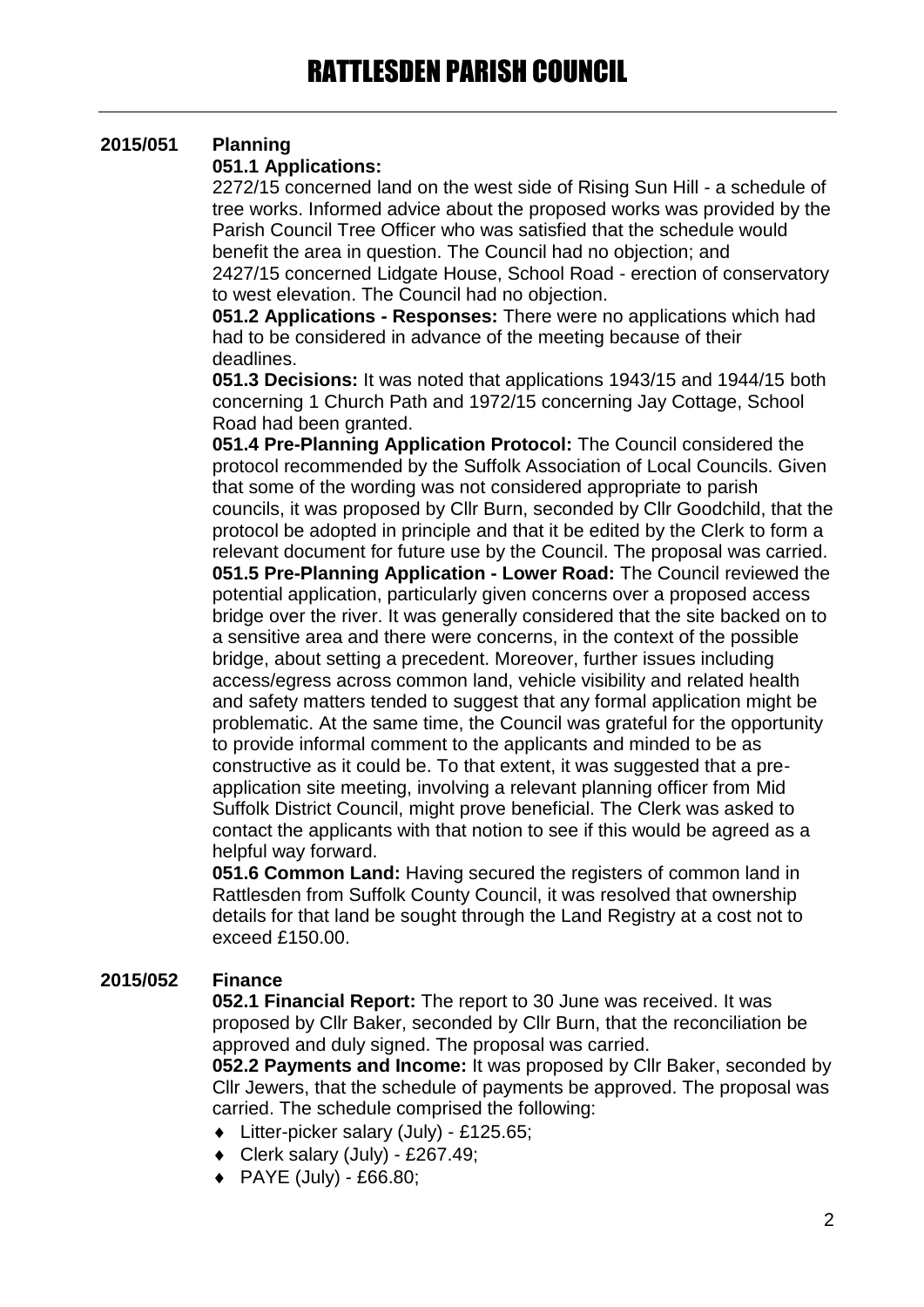**2015/051 Planning**

**051.1 Applications:**

2272/15 concerned land on the west side of Rising Sun Hill - a schedule of tree works. Informed advice about the proposed works was provided by the Parish Council Tree Officer who was satisfied that the schedule would benefit the area in question. The Council had no objection; and 2427/15 concerned Lidgate House, School Road - erection of conservatory to west elevation. The Council had no objection.

**051.2 Applications - Responses:** There were no applications which had had to be considered in advance of the meeting because of their deadlines.

**051.3 Decisions:** It was noted that applications 1943/15 and 1944/15 both concerning 1 Church Path and 1972/15 concerning Jay Cottage, School Road had been granted.

**051.4 Pre-Planning Application Protocol:** The Council considered the protocol recommended by the Suffolk Association of Local Councils. Given that some of the wording was not considered appropriate to parish councils, it was proposed by Cllr Burn, seconded by Cllr Goodchild, that the protocol be adopted in principle and that it be edited by the Clerk to form a relevant document for future use by the Council. The proposal was carried.

**051.5 Pre-Planning Application - Lower Road:** The Council reviewed the potential application, particularly given concerns over a proposed access bridge over the river. It was generally considered that the site backed on to a sensitive area and there were concerns, in the context of the possible bridge, about setting a precedent. Moreover, further issues including access/egress across common land, vehicle visibility and related health and safety matters tended to suggest that any formal application might be problematic. At the same time, the Council was grateful for the opportunity to provide informal comment to the applicants and minded to be as constructive as it could be. To that extent, it was suggested that a pre-application site meeting, involving a relevant planning officer from Mid Suffolk District Council, might prove beneficial. The Clerk was asked to contact the applicants with that notion to see if this would be agreed as a helpful way forward.

**051.6 Common Land:** Having secured the registers of common land in Rattlesden from Suffolk County Council, it was resolved that ownership details for that land be sought through the Land Registry at a cost not to exceed £150.00.

**2015/052 Finance**

**052.1 Financial Report:** The report to 30 June was received. It was proposed by Cllr Baker, seconded by Cllr Burn, that the reconciliation be approved and duly signed. The proposal was carried.

**052.2 Payments and Income:** It was proposed by Cllr Baker, seconded by Cllr Jewers, that the schedule of payments be approved. The proposal was carried. The schedule comprised the following:

- Litter-picker salary (July) - £125.65;
- Clerk salary (July) - £267.49;
- PAYE (July) - £66.80;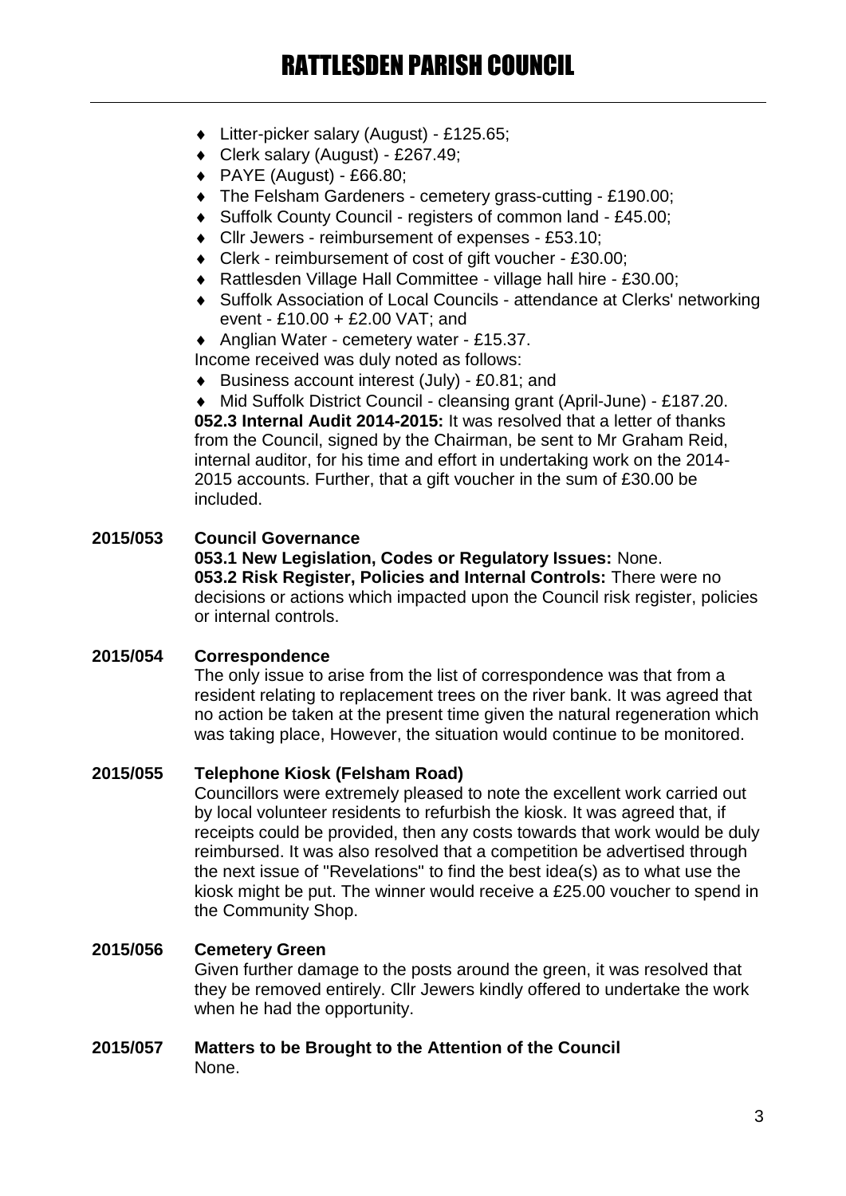- Litter-picker salary (August) - £125.65;
- Clerk salary (August) - £267.49;
- PAYE (August) - £66.80;
- The Felsham Gardeners - cemetery grass-cutting - £190.00;
- Suffolk County Council - registers of common land - £45.00;
- Cllr Jewers - reimbursement of expenses - £53.10;
- Clerk - reimbursement of cost of gift voucher - £30.00;
- Rattlesden Village Hall Committee - village hall hire - £30.00;
- Suffolk Association of Local Councils - attendance at Clerks' networking event - £10.00 + £2.00 VAT; and
- Anglian Water - cemetery water - £15.37.

Income received was duly noted as follows:

- Business account interest (July) - £0.81; and
- Mid Suffolk District Council - cleansing grant (April-June) - £187.20.

**052.3 Internal Audit 2014-2015:** It was resolved that a letter of thanks from the Council, signed by the Chairman, be sent to Mr Graham Reid, internal auditor, for his time and effort in undertaking work on the 2014-2015 accounts. Further, that a gift voucher in the sum of £30.00 be included.

**2015/053 Council Governance**

**053.1 New Legislation, Codes or Regulatory Issues:** None.

**053.2 Risk Register, Policies and Internal Controls:** There were no decisions or actions which impacted upon the Council risk register, policies or internal controls.

**2015/054 Correspondence**

The only issue to arise from the list of correspondence was that from a resident relating to replacement trees on the river bank. It was agreed that no action be taken at the present time given the natural regeneration which was taking place, However, the situation would continue to be monitored.

**2015/055 Telephone Kiosk (Felsham Road)**

Councillors were extremely pleased to note the excellent work carried out by local volunteer residents to refurbish the kiosk. It was agreed that, if receipts could be provided, then any costs towards that work would be duly reimbursed. It was also resolved that a competition be advertised through the next issue of "Revelations" to find the best idea(s) as to what use the kiosk might be put. The winner would receive a £25.00 voucher to spend in the Community Shop.

**2015/056 Cemetery Green**

Given further damage to the posts around the green, it was resolved that they be removed entirely. Cllr Jewers kindly offered to undertake the work when he had the opportunity.

**2015/057 Matters to be Brought to the Attention of the Council**

None.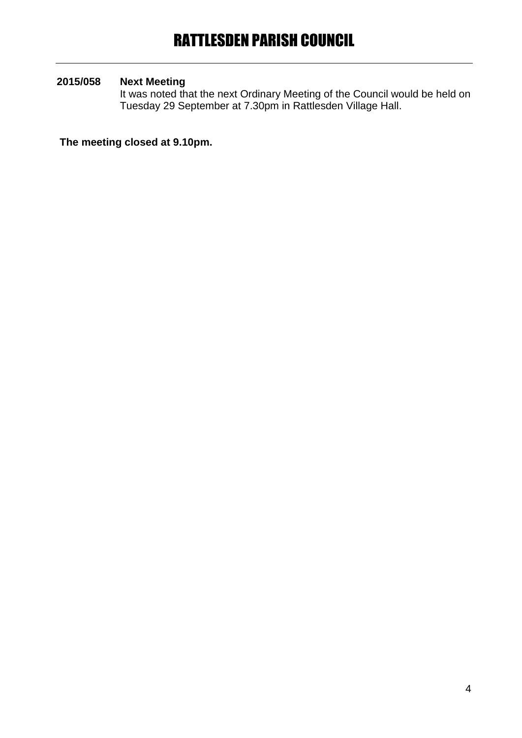**2015/058 Next Meeting**

It was noted that the next Ordinary Meeting of the Council would be held on Tuesday 29 September at 7.30pm in Rattlesden Village Hall.

**The meeting closed at 9.10pm.**